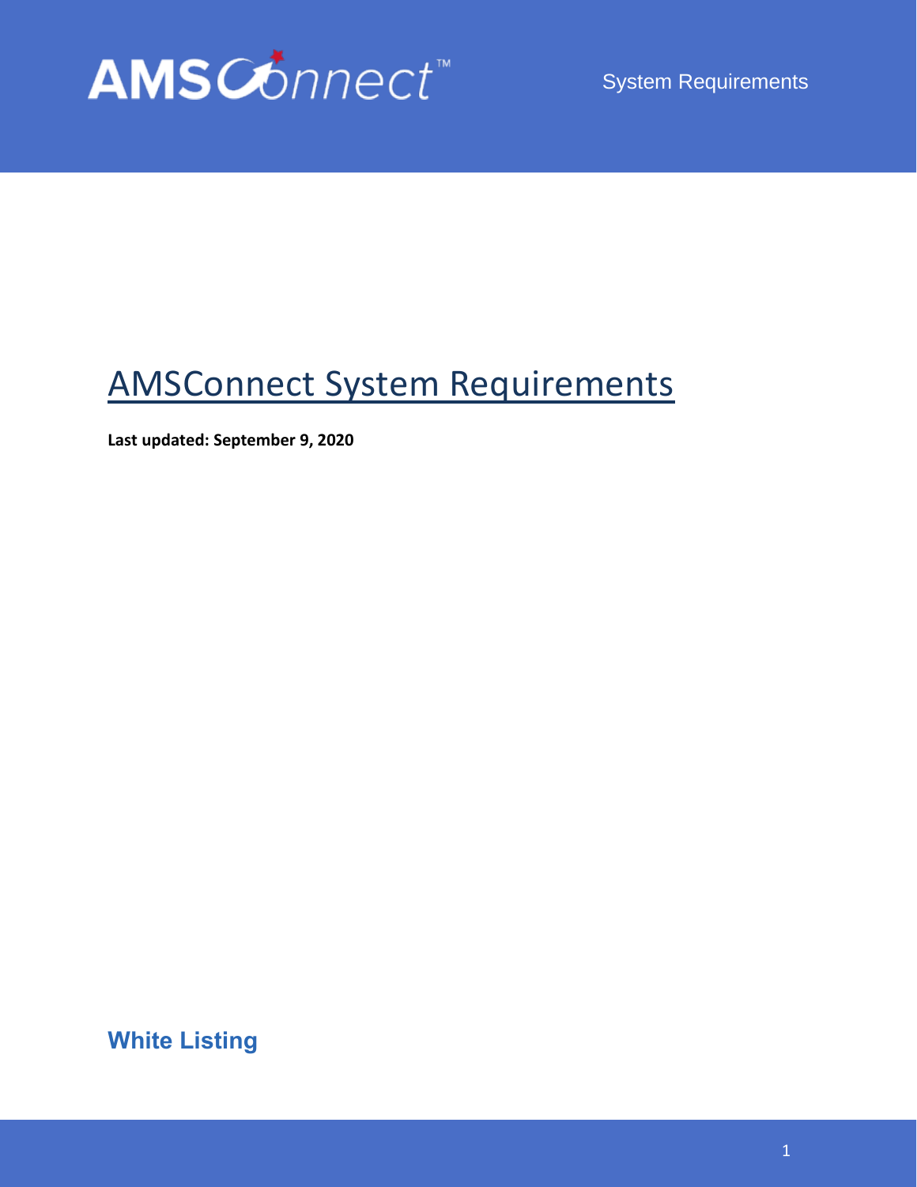# AMSConnect System Requirements

**Last updated: September 9, 2020**

## White Listing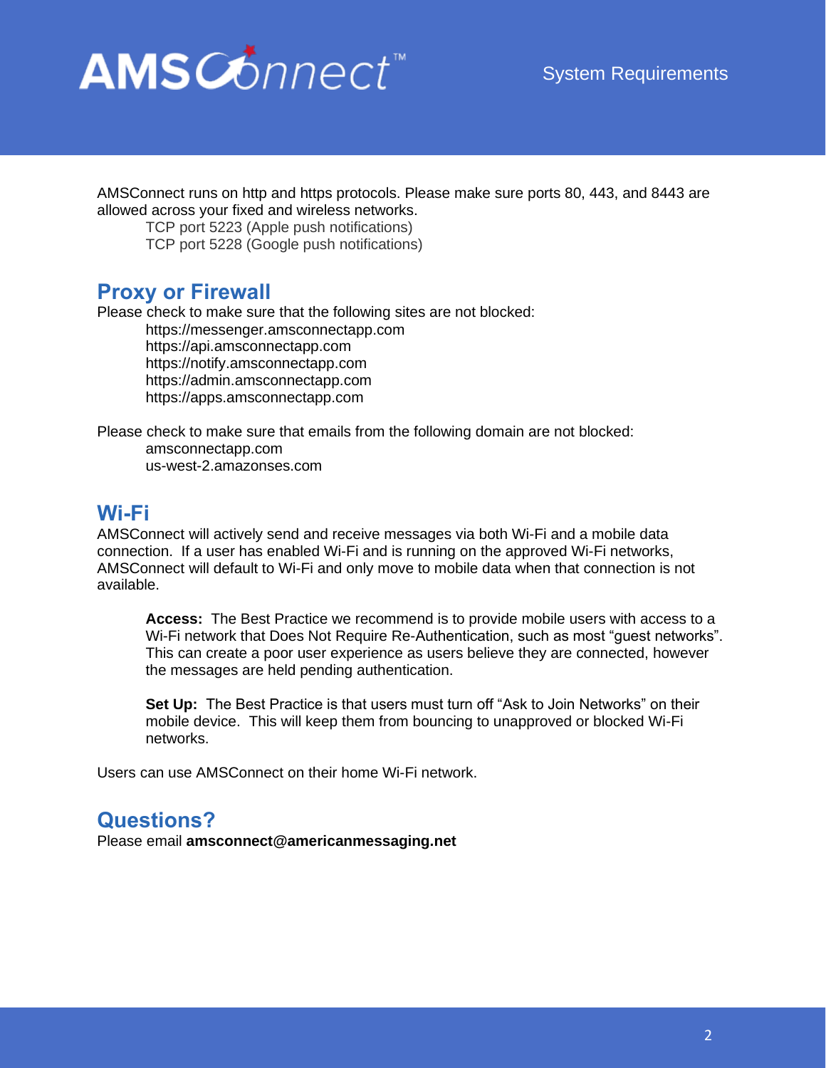AMSConnect runs on http and https protocols. Please make sure ports 80, 443, and 8443 are allowed across your fixed and wireless networks.

TCP port 5223 (Apple push notifications)
TCP port 5228 (Google push notifications)

## Proxy or Firewall

Please check to make sure that the following sites are not blocked:

https://messenger.amsconnectapp.com
https://api.amsconnectapp.com
https://notify.amsconnectapp.com
https://admin.amsconnectapp.com
https://apps.amsconnectapp.com

Please check to make sure that emails from the following domain are not blocked:

amsconnectapp.com
us-west-2.amazonses.com

## Wi-Fi

AMSConnect will actively send and receive messages via both Wi-Fi and a mobile data connection. If a user has enabled Wi-Fi and is running on the approved Wi-Fi networks, AMSConnect will default to Wi-Fi and only move to mobile data when that connection is not available.

**Access:** The Best Practice we recommend is to provide mobile users with access to a Wi-Fi network that Does Not Require Re-Authentication, such as most "guest networks". This can create a poor user experience as users believe they are connected, however the messages are held pending authentication.

**Set Up:** The Best Practice is that users must turn off "Ask to Join Networks" on their mobile device. This will keep them from bouncing to unapproved or blocked Wi-Fi networks.

Users can use AMSConnect on their home Wi-Fi network.

## Questions?

Please email **amsconnect@americanmessaging.net**